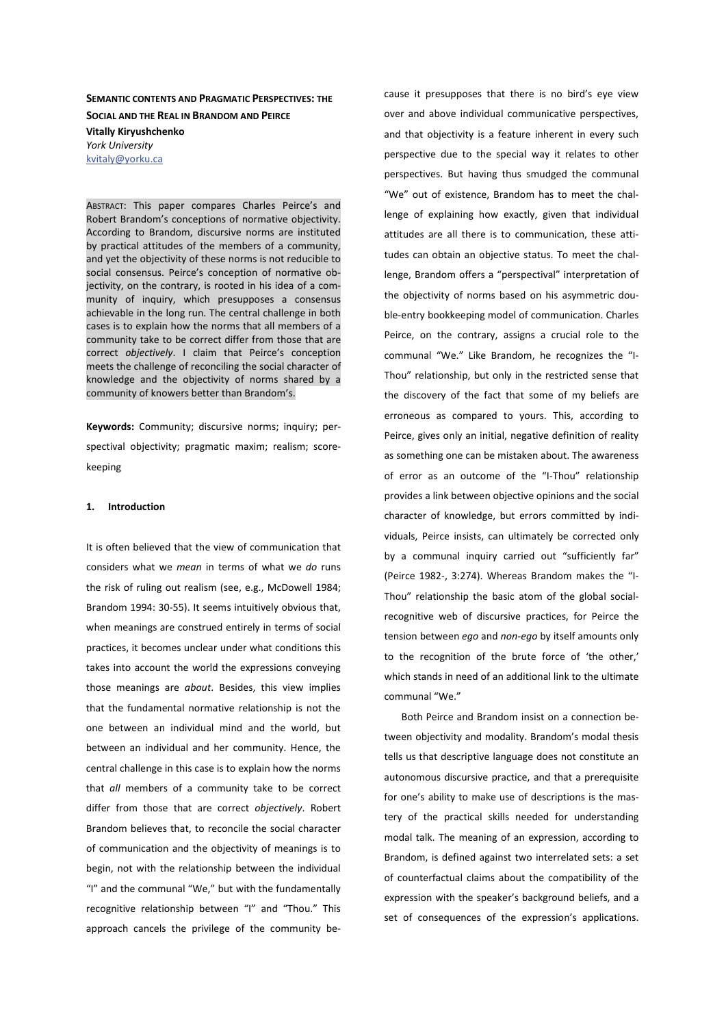**SEMANTIC CONTENTS AND PRAGMATIC PERSPECTIVES: THE SOCIAL AND THE REAL IN BRANDOM AND PEIRCE**

**Vitally Kiryushchenko**

*York University*

kvitaly@yorku.ca

ABSTRACT: This paper compares Charles Peirce's and Robert Brandom's conceptions of normative objectivity. According to Brandom, discursive norms are instituted by practical attitudes of the members of a community, and yet the objectivity of these norms is not reducible to social consensus. Peirce's conception of normative objectivity, on the contrary, is rooted in his idea of a community of inquiry, which presupposes a consensus achievable in the long run. The central challenge in both cases is to explain how the norms that all members of a community take to be correct differ from those that are correct *objectively*. I claim that Peirce's conception meets the challenge of reconciling the social character of knowledge and the objectivity of norms shared by a community of knowers better than Brandom's.

**Keywords:** Community; discursive norms; inquiry; perspectival objectivity; pragmatic maxim; realism; scorekeeping

## 1. Introduction

It is often believed that the view of communication that considers what we *mean* in terms of what we *do* runs the risk of ruling out realism (see, e.g., McDowell 1984; Brandom 1994: 30-55). It seems intuitively obvious that, when meanings are construed entirely in terms of social practices, it becomes unclear under what conditions this takes into account the world the expressions conveying those meanings are *about*. Besides, this view implies that the fundamental normative relationship is not the one between an individual mind and the world, but between an individual and her community. Hence, the central challenge in this case is to explain how the norms that *all* members of a community take to be correct differ from those that are correct *objectively*. Robert Brandom believes that, to reconcile the social character of communication and the objectivity of meanings is to begin, not with the relationship between the individual "I" and the communal "We," but with the fundamentally recognitive relationship between "I" and "Thou." This approach cancels the privilege of the community because it presupposes that there is no bird's eye view over and above individual communicative perspectives, and that objectivity is a feature inherent in every such perspective due to the special way it relates to other perspectives. But having thus smudged the communal "We" out of existence, Brandom has to meet the challenge of explaining how exactly, given that individual attitudes are all there is to communication, these attitudes can obtain an objective status. To meet the challenge, Brandom offers a "perspectival" interpretation of the objectivity of norms based on his asymmetric double-entry bookkeeping model of communication. Charles Peirce, on the contrary, assigns a crucial role to the communal "We." Like Brandom, he recognizes the "I-Thou" relationship, but only in the restricted sense that the discovery of the fact that some of my beliefs are erroneous as compared to yours. This, according to Peirce, gives only an initial, negative definition of reality as something one can be mistaken about. The awareness of error as an outcome of the "I-Thou" relationship provides a link between objective opinions and the social character of knowledge, but errors committed by individuals, Peirce insists, can ultimately be corrected only by a communal inquiry carried out "sufficiently far" (Peirce 1982-, 3:274). Whereas Brandom makes the "I-Thou" relationship the basic atom of the global social-recognitive web of discursive practices, for Peirce the tension between *ego* and *non-ego* by itself amounts only to the recognition of the brute force of 'the other,' which stands in need of an additional link to the ultimate communal "We."

Both Peirce and Brandom insist on a connection between objectivity and modality. Brandom's modal thesis tells us that descriptive language does not constitute an autonomous discursive practice, and that a prerequisite for one's ability to make use of descriptions is the mastery of the practical skills needed for understanding modal talk. The meaning of an expression, according to Brandom, is defined against two interrelated sets: a set of counterfactual claims about the compatibility of the expression with the speaker's background beliefs, and a set of consequences of the expression's applications.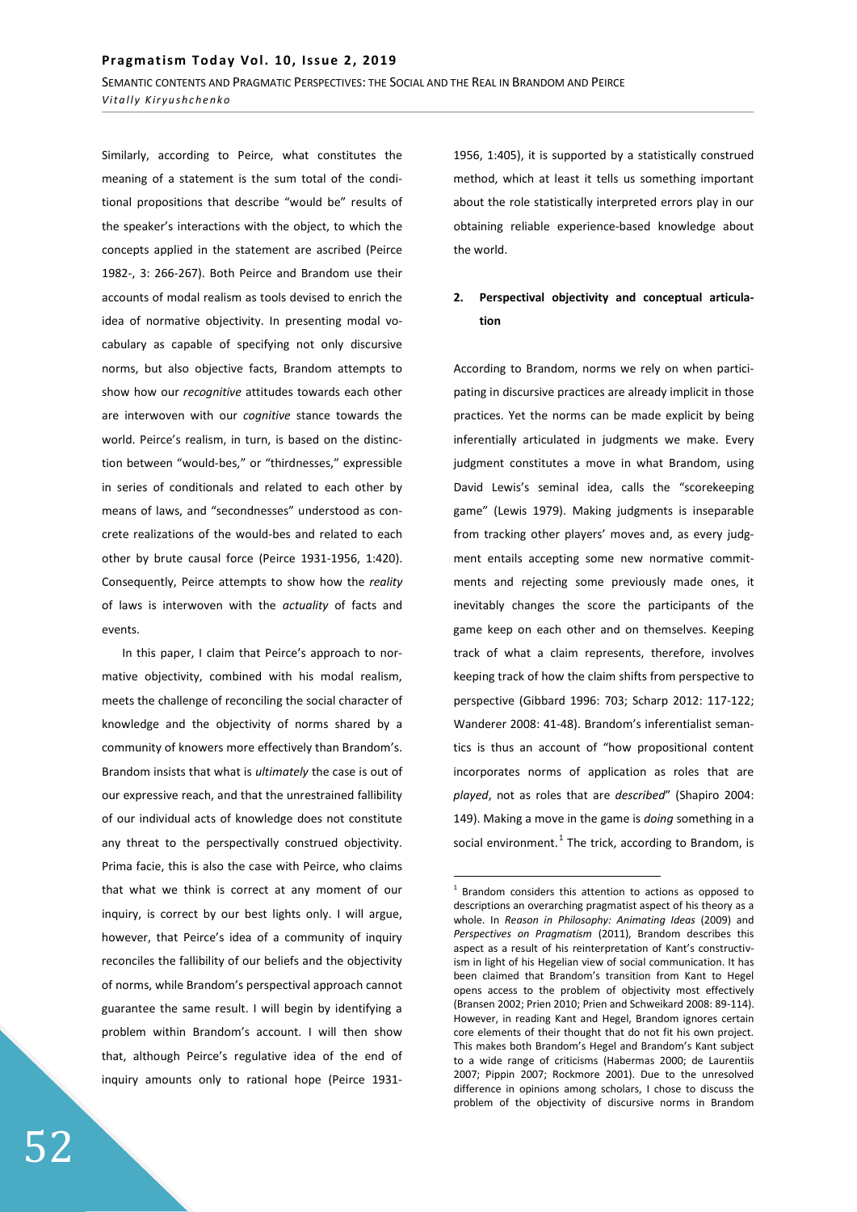Similarly, according to Peirce, what constitutes the meaning of a statement is the sum total of the conditional propositions that describe "would be" results of the speaker's interactions with the object, to which the concepts applied in the statement are ascribed (Peirce 1982-, 3: 266-267). Both Peirce and Brandom use their accounts of modal realism as tools devised to enrich the idea of normative objectivity. In presenting modal vocabulary as capable of specifying not only discursive norms, but also objective facts, Brandom attempts to show how our *recognitive* attitudes towards each other are interwoven with our *cognitive* stance towards the world. Peirce's realism, in turn, is based on the distinction between "would-bes," or "thirdnesses," expressible in series of conditionals and related to each other by means of laws, and "secondnesses" understood as concrete realizations of the would-bes and related to each other by brute causal force (Peirce 1931-1956, 1:420). Consequently, Peirce attempts to show how the *reality* of laws is interwoven with the *actuality* of facts and events.

In this paper, I claim that Peirce's approach to normative objectivity, combined with his modal realism, meets the challenge of reconciling the social character of knowledge and the objectivity of norms shared by a community of knowers more effectively than Brandom's. Brandom insists that what is *ultimately* the case is out of our expressive reach, and that the unrestrained fallibility of our individual acts of knowledge does not constitute any threat to the perspectivally construed objectivity. Prima facie, this is also the case with Peirce, who claims that what we think is correct at any moment of our inquiry, is correct by our best lights only. I will argue, however, that Peirce's idea of a community of inquiry reconciles the fallibility of our beliefs and the objectivity of norms, while Brandom's perspectival approach cannot guarantee the same result. I will begin by identifying a problem within Brandom's account. I will then show that, although Peirce's regulative idea of the end of inquiry amounts only to rational hope (Peirce 1931-1956, 1:405), it is supported by a statistically construed method, which at least it tells us something important about the role statistically interpreted errors play in our obtaining reliable experience-based knowledge about the world.

## 2. Perspectival objectivity and conceptual articulation

According to Brandom, norms we rely on when participating in discursive practices are already implicit in those practices. Yet the norms can be made explicit by being inferentially articulated in judgments we make. Every judgment constitutes a move in what Brandom, using David Lewis's seminal idea, calls the "scorekeeping game" (Lewis 1979). Making judgments is inseparable from tracking other players' moves and, as every judgment entails accepting some new normative commitments and rejecting some previously made ones, it inevitably changes the score the participants of the game keep on each other and on themselves. Keeping track of what a claim represents, therefore, involves keeping track of how the claim shifts from perspective to perspective (Gibbard 1996: 703; Scharp 2012: 117-122; Wanderer 2008: 41-48). Brandom's inferentialist semantics is thus an account of "how propositional content incorporates norms of application as roles that are *played*, not as roles that are *described*" (Shapiro 2004: 149). Making a move in the game is *doing* something in a social environment.[1] The trick, according to Brandom, is

[1] Brandom considers this attention to actions as opposed to descriptions an overarching pragmatist aspect of his theory as a whole. In *Reason in Philosophy: Animating Ideas* (2009) and *Perspectives on Pragmatism* (2011), Brandom describes this aspect as a result of his reinterpretation of Kant's constructivism in light of his Hegelian view of social communication. It has been claimed that Brandom's transition from Kant to Hegel opens access to the problem of objectivity most effectively (Bransen 2002; Prien 2010; Prien and Schweikard 2008: 89-114). However, in reading Kant and Hegel, Brandom ignores certain core elements of their thought that do not fit his own project. This makes both Brandom's Hegel and Brandom's Kant subject to a wide range of criticisms (Habermas 2000; de Laurentiis 2007; Pippin 2007; Rockmore 2001). Due to the unresolved difference in opinions among scholars, I chose to discuss the problem of the objectivity of discursive norms in Brandom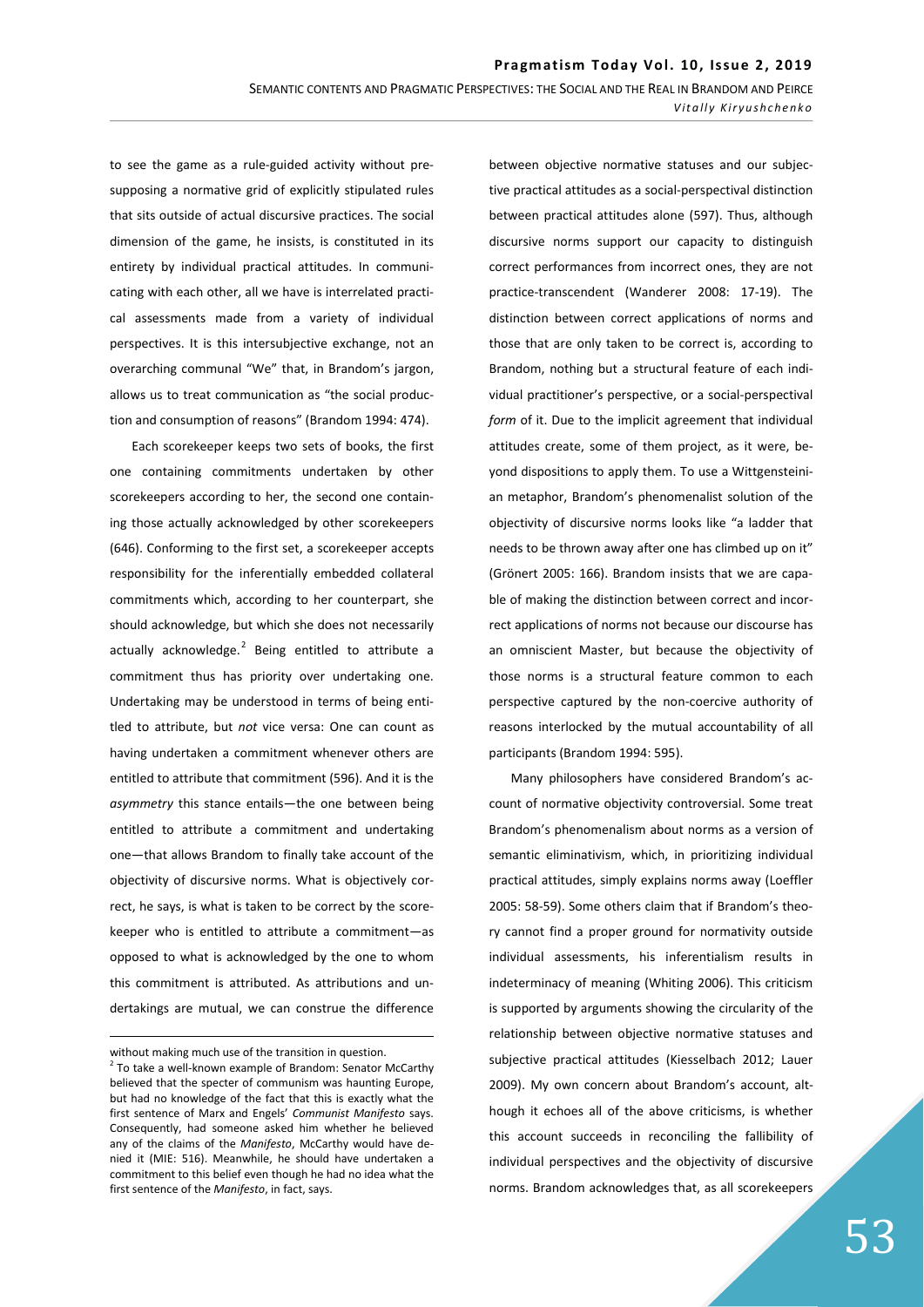to see the game as a rule-guided activity without presupposing a normative grid of explicitly stipulated rules that sits outside of actual discursive practices. The social dimension of the game, he insists, is constituted in its entirety by individual practical attitudes. In communicating with each other, all we have is interrelated practical assessments made from a variety of individual perspectives. It is this intersubjective exchange, not an overarching communal "We" that, in Brandom's jargon, allows us to treat communication as "the social production and consumption of reasons" (Brandom 1994: 474).

Each scorekeeper keeps two sets of books, the first one containing commitments undertaken by other scorekeepers according to her, the second one containing those actually acknowledged by other scorekeepers (646). Conforming to the first set, a scorekeeper accepts responsibility for the inferentially embedded collateral commitments which, according to her counterpart, she should acknowledge, but which she does not necessarily actually acknowledge.[2] Being entitled to attribute a commitment thus has priority over undertaking one. Undertaking may be understood in terms of being entitled to attribute, but *not* vice versa: One can count as having undertaken a commitment whenever others are entitled to attribute that commitment (596). And it is the *asymmetry* this stance entails—the one between being entitled to attribute a commitment and undertaking one—that allows Brandom to finally take account of the objectivity of discursive norms. What is objectively correct, he says, is what is taken to be correct by the scorekeeper who is entitled to attribute a commitment—as opposed to what is acknowledged by the one to whom this commitment is attributed. As attributions and undertakings are mutual, we can construe the difference between objective normative statuses and our subjective practical attitudes as a social-perspectival distinction between practical attitudes alone (597). Thus, although discursive norms support our capacity to distinguish correct performances from incorrect ones, they are not practice-transcendent (Wanderer 2008: 17-19). The distinction between correct applications of norms and those that are only taken to be correct is, according to Brandom, nothing but a structural feature of each individual practitioner's perspective, or a social-perspectival *form* of it. Due to the implicit agreement that individual attitudes create, some of them project, as it were, beyond dispositions to apply them. To use a Wittgensteinian metaphor, Brandom's phenomenalist solution of the objectivity of discursive norms looks like "a ladder that needs to be thrown away after one has climbed up on it" (Grönert 2005: 166). Brandom insists that we are capable of making the distinction between correct and incorrect applications of norms not because our discourse has an omniscient Master, but because the objectivity of those norms is a structural feature common to each perspective captured by the non-coercive authority of reasons interlocked by the mutual accountability of all participants (Brandom 1994: 595).

Many philosophers have considered Brandom's account of normative objectivity controversial. Some treat Brandom's phenomenalism about norms as a version of semantic eliminativism, which, in prioritizing individual practical attitudes, simply explains norms away (Loeffler 2005: 58-59). Some others claim that if Brandom's theory cannot find a proper ground for normativity outside individual assessments, his inferentialism results in indeterminacy of meaning (Whiting 2006). This criticism is supported by arguments showing the circularity of the relationship between objective normative statuses and subjective practical attitudes (Kiesselbach 2012; Lauer 2009). My own concern about Brandom's account, although it echoes all of the above criticisms, is whether this account succeeds in reconciling the fallibility of individual perspectives and the objectivity of discursive norms. Brandom acknowledges that, as all scorekeepers

---

without making much use of the transition in question.

[2] To take a well-known example of Brandom: Senator McCarthy believed that the specter of communism was haunting Europe, but had no knowledge of the fact that this is exactly what the first sentence of Marx and Engels' *Communist Manifesto* says. Consequently, had someone asked him whether he believed any of the claims of the *Manifesto*, McCarthy would have denied it (MIE: 516). Meanwhile, he should have undertaken a commitment to this belief even though he had no idea what the first sentence of the *Manifesto*, in fact, says.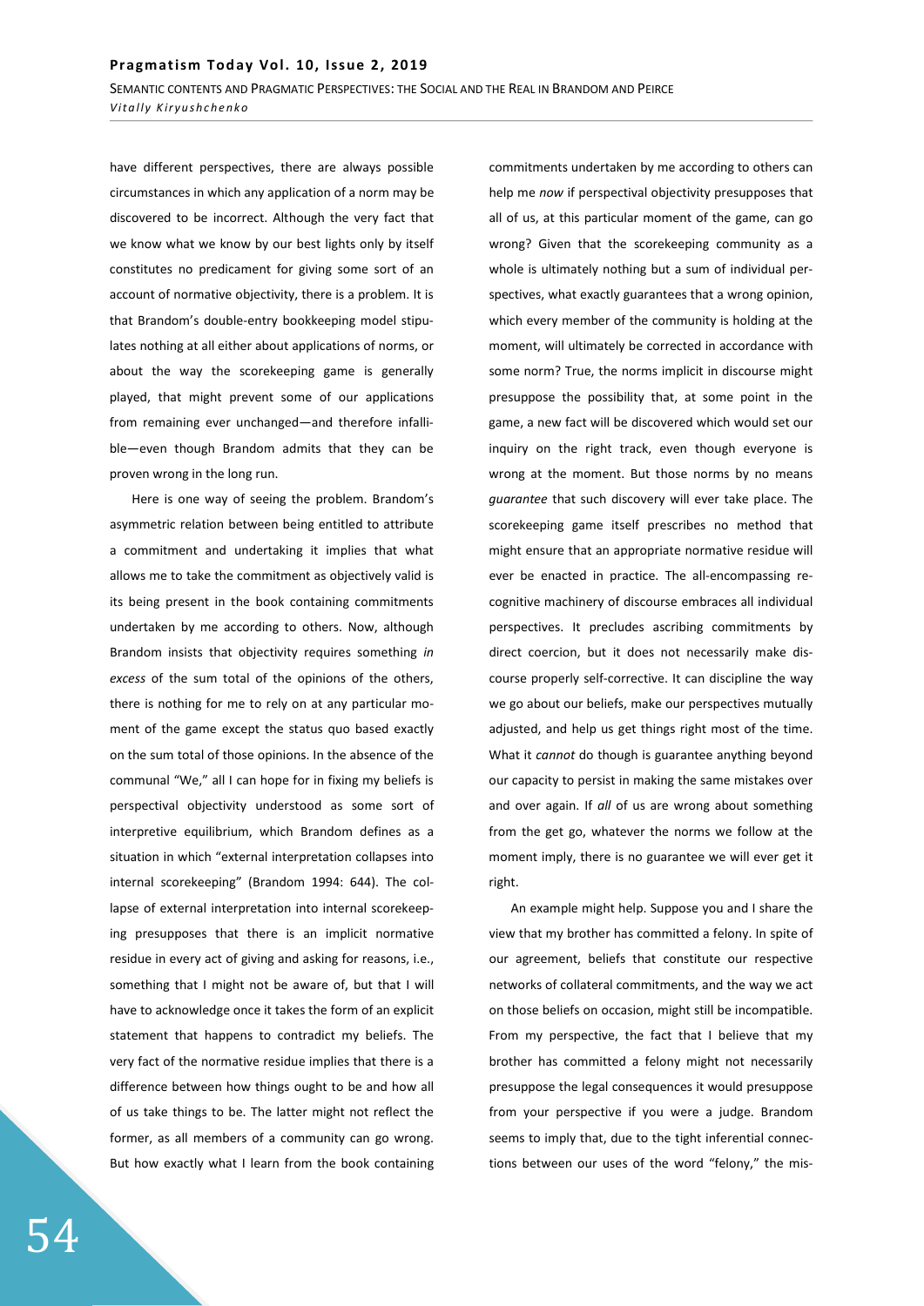have different perspectives, there are always possible circumstances in which any application of a norm may be discovered to be incorrect. Although the very fact that we know what we know by our best lights only by itself constitutes no predicament for giving some sort of an account of normative objectivity, there is a problem. It is that Brandom's double-entry bookkeeping model stipulates nothing at all either about applications of norms, or about the way the scorekeeping game is generally played, that might prevent some of our applications from remaining ever unchanged—and therefore infallible—even though Brandom admits that they can be proven wrong in the long run.

Here is one way of seeing the problem. Brandom's asymmetric relation between being entitled to attribute a commitment and undertaking it implies that what allows me to take the commitment as objectively valid is its being present in the book containing commitments undertaken by me according to others. Now, although Brandom insists that objectivity requires something *in excess* of the sum total of the opinions of the others, there is nothing for me to rely on at any particular moment of the game except the status quo based exactly on the sum total of those opinions. In the absence of the communal "We," all I can hope for in fixing my beliefs is perspectival objectivity understood as some sort of interpretive equilibrium, which Brandom defines as a situation in which "external interpretation collapses into internal scorekeeping" (Brandom 1994: 644). The collapse of external interpretation into internal scorekeeping presupposes that there is an implicit normative residue in every act of giving and asking for reasons, i.e., something that I might not be aware of, but that I will have to acknowledge once it takes the form of an explicit statement that happens to contradict my beliefs. The very fact of the normative residue implies that there is a difference between how things ought to be and how all of us take things to be. The latter might not reflect the former, as all members of a community can go wrong. But how exactly what I learn from the book containing commitments undertaken by me according to others can help me *now* if perspectival objectivity presupposes that all of us, at this particular moment of the game, can go wrong? Given that the scorekeeping community as a whole is ultimately nothing but a sum of individual perspectives, what exactly guarantees that a wrong opinion, which every member of the community is holding at the moment, will ultimately be corrected in accordance with some norm? True, the norms implicit in discourse might presuppose the possibility that, at some point in the game, a new fact will be discovered which would set our inquiry on the right track, even though everyone is wrong at the moment. But those norms by no means *guarantee* that such discovery will ever take place. The scorekeeping game itself prescribes no method that might ensure that an appropriate normative residue will ever be enacted in practice. The all-encompassing recognitive machinery of discourse embraces all individual perspectives. It precludes ascribing commitments by direct coercion, but it does not necessarily make discourse properly self-corrective. It can discipline the way we go about our beliefs, make our perspectives mutually adjusted, and help us get things right most of the time. What it *cannot* do though is guarantee anything beyond our capacity to persist in making the same mistakes over and over again. If *all* of us are wrong about something from the get go, whatever the norms we follow at the moment imply, there is no guarantee we will ever get it right.

An example might help. Suppose you and I share the view that my brother has committed a felony. In spite of our agreement, beliefs that constitute our respective networks of collateral commitments, and the way we act on those beliefs on occasion, might still be incompatible. From my perspective, the fact that I believe that my brother has committed a felony might not necessarily presuppose the legal consequences it would presuppose from your perspective if you were a judge. Brandom seems to imply that, due to the tight inferential connections between our uses of the word "felony," the mis-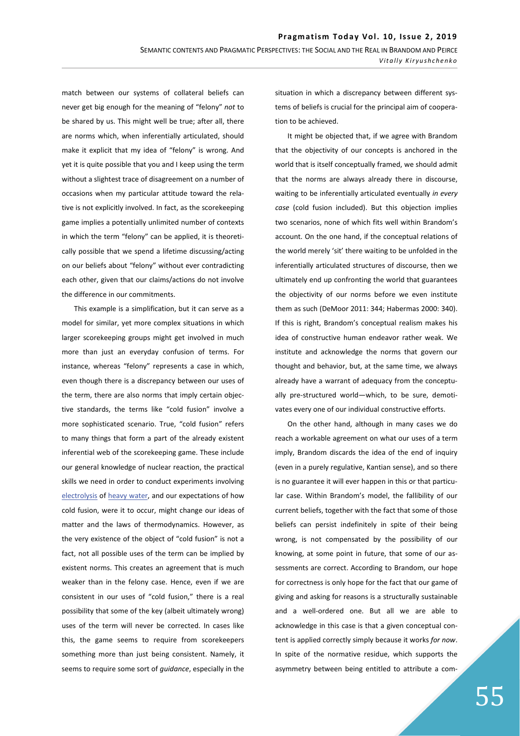match between our systems of collateral beliefs can never get big enough for the meaning of "felony" *not* to be shared by us. This might well be true; after all, there are norms which, when inferentially articulated, should make it explicit that my idea of "felony" is wrong. And yet it is quite possible that you and I keep using the term without a slightest trace of disagreement on a number of occasions when my particular attitude toward the relative is not explicitly involved. In fact, as the scorekeeping game implies a potentially unlimited number of contexts in which the term "felony" can be applied, it is theoretically possible that we spend a lifetime discussing/acting on our beliefs about "felony" without ever contradicting each other, given that our claims/actions do not involve the difference in our commitments.

This example is a simplification, but it can serve as a model for similar, yet more complex situations in which larger scorekeeping groups might get involved in much more than just an everyday confusion of terms. For instance, whereas "felony" represents a case in which, even though there is a discrepancy between our uses of the term, there are also norms that imply certain objective standards, the terms like "cold fusion" involve a more sophisticated scenario. True, "cold fusion" refers to many things that form a part of the already existent inferential web of the scorekeeping game. These include our general knowledge of nuclear reaction, the practical skills we need in order to conduct experiments involving electrolysis of heavy water, and our expectations of how cold fusion, were it to occur, might change our ideas of matter and the laws of thermodynamics. However, as the very existence of the object of "cold fusion" is not a fact, not all possible uses of the term can be implied by existent norms. This creates an agreement that is much weaker than in the felony case. Hence, even if we are consistent in our uses of "cold fusion," there is a real possibility that some of the key (albeit ultimately wrong) uses of the term will never be corrected. In cases like this, the game seems to require from scorekeepers something more than just being consistent. Namely, it seems to require some sort of *guidance*, especially in the situation in which a discrepancy between different systems of beliefs is crucial for the principal aim of cooperation to be achieved.

It might be objected that, if we agree with Brandom that the objectivity of our concepts is anchored in the world that is itself conceptually framed, we should admit that the norms are always already there in discourse, waiting to be inferentially articulated eventually *in every case* (cold fusion included). But this objection implies two scenarios, none of which fits well within Brandom's account. On the one hand, if the conceptual relations of the world merely 'sit' there waiting to be unfolded in the inferentially articulated structures of discourse, then we ultimately end up confronting the world that guarantees the objectivity of our norms before we even institute them as such (DeMoor 2011: 344; Habermas 2000: 340). If this is right, Brandom's conceptual realism makes his idea of constructive human endeavor rather weak. We institute and acknowledge the norms that govern our thought and behavior, but, at the same time, we always already have a warrant of adequacy from the conceptually pre-structured world—which, to be sure, demotivates every one of our individual constructive efforts.

On the other hand, although in many cases we do reach a workable agreement on what our uses of a term imply, Brandom discards the idea of the end of inquiry (even in a purely regulative, Kantian sense), and so there is no guarantee it will ever happen in this or that particular case. Within Brandom's model, the fallibility of our current beliefs, together with the fact that some of those beliefs can persist indefinitely in spite of their being wrong, is not compensated by the possibility of our knowing, at some point in future, that some of our assessments are correct. According to Brandom, our hope for correctness is only hope for the fact that our game of giving and asking for reasons is a structurally sustainable and a well-ordered one. But all we are able to acknowledge in this case is that a given conceptual content is applied correctly simply because it works *for now*. In spite of the normative residue, which supports the asymmetry between being entitled to attribute a com-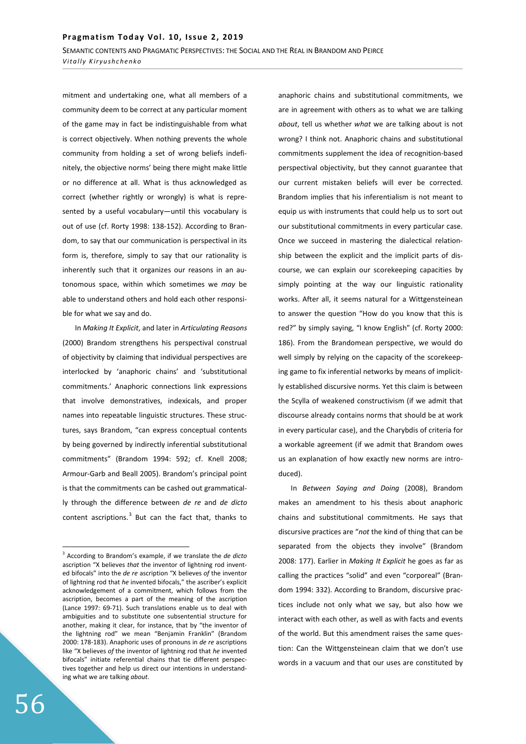mitment and undertaking one, what all members of a community deem to be correct at any particular moment of the game may in fact be indistinguishable from what is correct objectively. When nothing prevents the whole community from holding a set of wrong beliefs indefinitely, the objective norms' being there might make little or no difference at all. What is thus acknowledged as correct (whether rightly or wrongly) is what is represented by a useful vocabulary—until this vocabulary is out of use (cf. Rorty 1998: 138-152). According to Brandom, to say that our communication is perspectival in its form is, therefore, simply to say that our rationality is inherently such that it organizes our reasons in an autonomous space, within which sometimes we *may* be able to understand others and hold each other responsible for what we say and do.

In *Making It Explicit*, and later in *Articulating Reasons* (2000) Brandom strengthens his perspectival construal of objectivity by claiming that individual perspectives are interlocked by 'anaphoric chains' and 'substitutional commitments.' Anaphoric connections link expressions that involve demonstratives, indexicals, and proper names into repeatable linguistic structures. These structures, says Brandom, "can express conceptual contents by being governed by indirectly inferential substitutional commitments" (Brandom 1994: 592; cf. Knell 2008; Armour-Garb and Beall 2005). Brandom's principal point is that the commitments can be cashed out grammatically through the difference between *de re* and *de dicto* content ascriptions.[3] But can the fact that, thanks to anaphoric chains and substitutional commitments, we are in agreement with others as to what we are talking *about*, tell us whether *what* we are talking about is not wrong? I think not. Anaphoric chains and substitutional commitments supplement the idea of recognition-based perspectival objectivity, but they cannot guarantee that our current mistaken beliefs will ever be corrected. Brandom implies that his inferentialism is not meant to equip us with instruments that could help us to sort out our substitutional commitments in every particular case. Once we succeed in mastering the dialectical relationship between the explicit and the implicit parts of discourse, we can explain our scorekeeping capacities by simply pointing at the way our linguistic rationality works. After all, it seems natural for a Wittgensteinean to answer the question "How do you know that this is red?" by simply saying, "I know English" (cf. Rorty 2000: 186). From the Brandomean perspective, we would do well simply by relying on the capacity of the scorekeeping game to fix inferential networks by means of implicitly established discursive norms. Yet this claim is between the Scylla of weakened constructivism (if we admit that discourse already contains norms that should be at work in every particular case), and the Charybdis of criteria for a workable agreement (if we admit that Brandom owes us an explanation of how exactly new norms are introduced).

In *Between Saying and Doing* (2008), Brandom makes an amendment to his thesis about anaphoric chains and substitutional commitments. He says that discursive practices are "*not* the kind of thing that can be separated from the objects they involve" (Brandom 2008: 177). Earlier in *Making It Explicit* he goes as far as calling the practices "solid" and even "corporeal" (Brandom 1994: 332). According to Brandom, discursive practices include not only what we say, but also how we interact with each other, as well as with facts and events of the world. But this amendment raises the same question: Can the Wittgensteinean claim that we don't use words in a vacuum and that our uses are constituted by

---

[3] According to Brandom's example, if we translate the *de dicto* ascription "X believes *that* the inventor of lightning rod invented bifocals" into the *de re* ascription "X believes *of* the inventor of lightning rod that *he* invented bifocals," the ascriber's explicit acknowledgement of a commitment, which follows from the ascription, becomes a part of the meaning of the ascription (Lance 1997: 69-71). Such translations enable us to deal with ambiguities and to substitute one subsentential structure for another, making it clear, for instance, that by "the inventor of the lightning rod" we mean "Benjamin Franklin" (Brandom 2000: 178-183). Anaphoric uses of pronouns in *de re* ascriptions like "X believes *of* the inventor of lightning rod that *he* invented bifocals" initiate referential chains that tie different perspectives together and help us direct our intentions in understanding what we are talking *about*.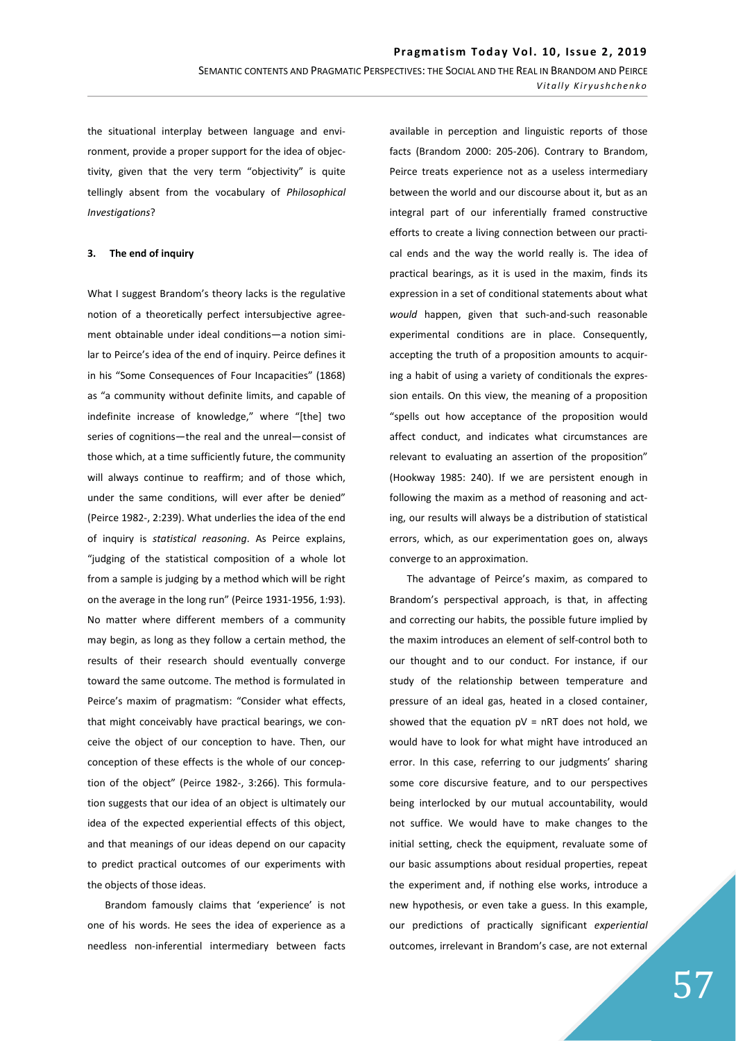the situational interplay between language and environment, provide a proper support for the idea of objectivity, given that the very term "objectivity" is quite tellingly absent from the vocabulary of *Philosophical Investigations*?

### 3. The end of inquiry

What I suggest Brandom's theory lacks is the regulative notion of a theoretically perfect intersubjective agreement obtainable under ideal conditions—a notion similar to Peirce's idea of the end of inquiry. Peirce defines it in his "Some Consequences of Four Incapacities" (1868) as "a community without definite limits, and capable of indefinite increase of knowledge," where "[the] two series of cognitions—the real and the unreal—consist of those which, at a time sufficiently future, the community will always continue to reaffirm; and of those which, under the same conditions, will ever after be denied" (Peirce 1982-, 2:239). What underlies the idea of the end of inquiry is *statistical reasoning*. As Peirce explains, "judging of the statistical composition of a whole lot from a sample is judging by a method which will be right on the average in the long run" (Peirce 1931-1956, 1:93). No matter where different members of a community may begin, as long as they follow a certain method, the results of their research should eventually converge toward the same outcome. The method is formulated in Peirce's maxim of pragmatism: "Consider what effects, that might conceivably have practical bearings, we conceive the object of our conception to have. Then, our conception of these effects is the whole of our conception of the object" (Peirce 1982-, 3:266). This formulation suggests that our idea of an object is ultimately our idea of the expected experiential effects of this object, and that meanings of our ideas depend on our capacity to predict practical outcomes of our experiments with the objects of those ideas.

Brandom famously claims that 'experience' is not one of his words. He sees the idea of experience as a needless non-inferential intermediary between facts available in perception and linguistic reports of those facts (Brandom 2000: 205-206). Contrary to Brandom, Peirce treats experience not as a useless intermediary between the world and our discourse about it, but as an integral part of our inferentially framed constructive efforts to create a living connection between our practical ends and the way the world really is. The idea of practical bearings, as it is used in the maxim, finds its expression in a set of conditional statements about what *would* happen, given that such-and-such reasonable experimental conditions are in place. Consequently, accepting the truth of a proposition amounts to acquiring a habit of using a variety of conditionals the expression entails. On this view, the meaning of a proposition "spells out how acceptance of the proposition would affect conduct, and indicates what circumstances are relevant to evaluating an assertion of the proposition" (Hookway 1985: 240). If we are persistent enough in following the maxim as a method of reasoning and acting, our results will always be a distribution of statistical errors, which, as our experimentation goes on, always converge to an approximation.

The advantage of Peirce's maxim, as compared to Brandom's perspectival approach, is that, in affecting and correcting our habits, the possible future implied by the maxim introduces an element of self-control both to our thought and to our conduct. For instance, if our study of the relationship between temperature and pressure of an ideal gas, heated in a closed container, showed that the equation $pV = nRT$ does not hold, we would have to look for what might have introduced an error. In this case, referring to our judgments' sharing some core discursive feature, and to our perspectives being interlocked by our mutual accountability, would not suffice. We would have to make changes to the initial setting, check the equipment, revaluate some of our basic assumptions about residual properties, repeat the experiment and, if nothing else works, introduce a new hypothesis, or even take a guess. In this example, our predictions of practically significant *experiential* outcomes, irrelevant in Brandom's case, are not external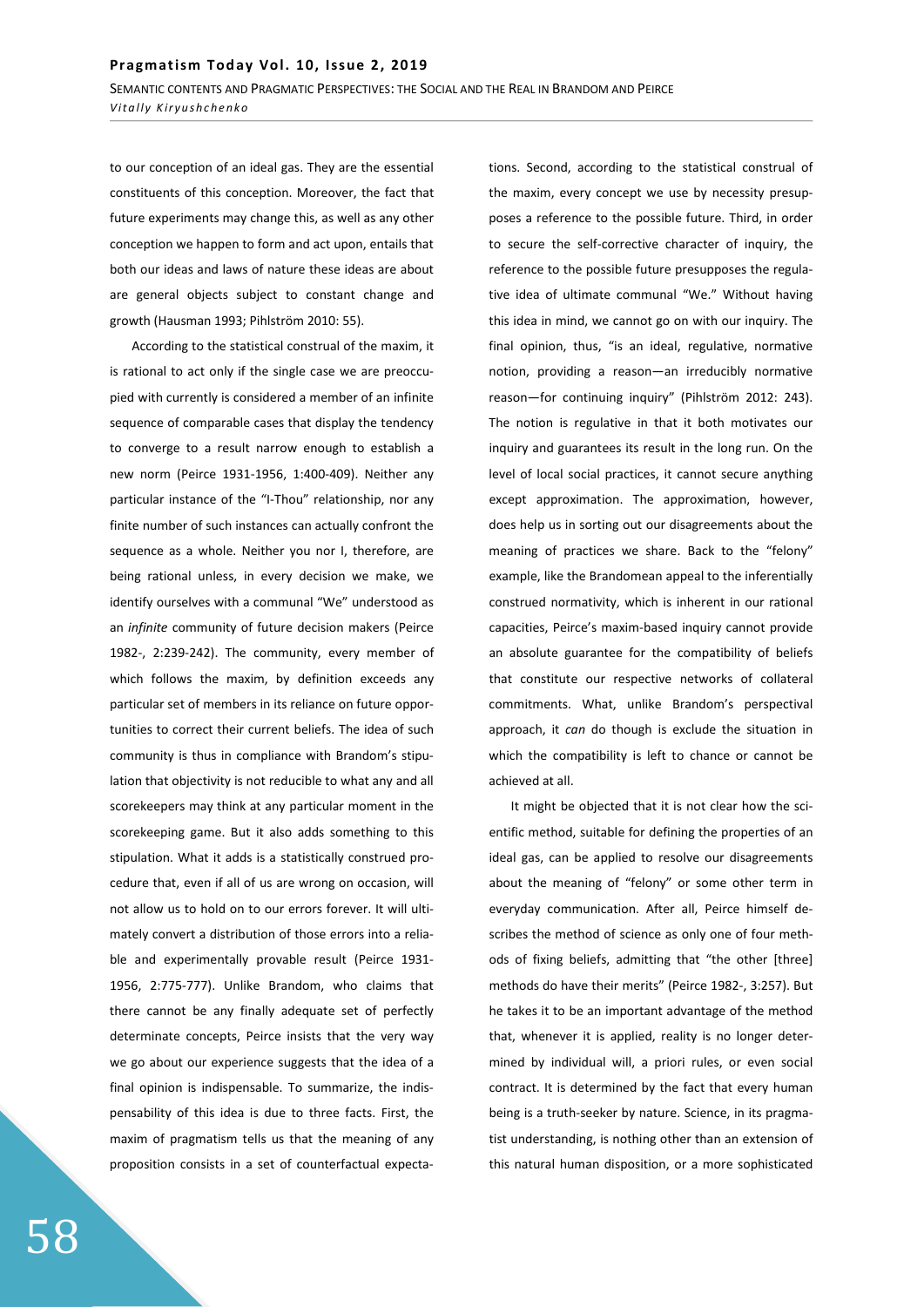to our conception of an ideal gas. They are the essential constituents of this conception. Moreover, the fact that future experiments may change this, as well as any other conception we happen to form and act upon, entails that both our ideas and laws of nature these ideas are about are general objects subject to constant change and growth (Hausman 1993; Pihlström 2010: 55).

According to the statistical construal of the maxim, it is rational to act only if the single case we are preoccupied with currently is considered a member of an infinite sequence of comparable cases that display the tendency to converge to a result narrow enough to establish a new norm (Peirce 1931-1956, 1:400-409). Neither any particular instance of the "I-Thou" relationship, nor any finite number of such instances can actually confront the sequence as a whole. Neither you nor I, therefore, are being rational unless, in every decision we make, we identify ourselves with a communal "We" understood as an *infinite* community of future decision makers (Peirce 1982-, 2:239-242). The community, every member of which follows the maxim, by definition exceeds any particular set of members in its reliance on future opportunities to correct their current beliefs. The idea of such community is thus in compliance with Brandom's stipulation that objectivity is not reducible to what any and all scorekeepers may think at any particular moment in the scorekeeping game. But it also adds something to this stipulation. What it adds is a statistically construed procedure that, even if all of us are wrong on occasion, will not allow us to hold on to our errors forever. It will ultimately convert a distribution of those errors into a reliable and experimentally provable result (Peirce 1931-1956, 2:775-777). Unlike Brandom, who claims that there cannot be any finally adequate set of perfectly determinate concepts, Peirce insists that the very way we go about our experience suggests that the idea of a final opinion is indispensable. To summarize, the indispensability of this idea is due to three facts. First, the maxim of pragmatism tells us that the meaning of any proposition consists in a set of counterfactual expectations. Second, according to the statistical construal of the maxim, every concept we use by necessity presupposes a reference to the possible future. Third, in order to secure the self-corrective character of inquiry, the reference to the possible future presupposes the regulative idea of ultimate communal "We." Without having this idea in mind, we cannot go on with our inquiry. The final opinion, thus, "is an ideal, regulative, normative notion, providing a reason—an irreducibly normative reason—for continuing inquiry" (Pihlström 2012: 243). The notion is regulative in that it both motivates our inquiry and guarantees its result in the long run. On the level of local social practices, it cannot secure anything except approximation. The approximation, however, does help us in sorting out our disagreements about the meaning of practices we share. Back to the "felony" example, like the Brandomean appeal to the inferentially construed normativity, which is inherent in our rational capacities, Peirce's maxim-based inquiry cannot provide an absolute guarantee for the compatibility of beliefs that constitute our respective networks of collateral commitments. What, unlike Brandom's perspectival approach, it *can* do though is exclude the situation in which the compatibility is left to chance or cannot be achieved at all.

It might be objected that it is not clear how the scientific method, suitable for defining the properties of an ideal gas, can be applied to resolve our disagreements about the meaning of "felony" or some other term in everyday communication. After all, Peirce himself describes the method of science as only one of four methods of fixing beliefs, admitting that "the other [three] methods do have their merits" (Peirce 1982-, 3:257). But he takes it to be an important advantage of the method that, whenever it is applied, reality is no longer determined by individual will, a priori rules, or even social contract. It is determined by the fact that every human being is a truth-seeker by nature. Science, in its pragmatist understanding, is nothing other than an extension of this natural human disposition, or a more sophisticated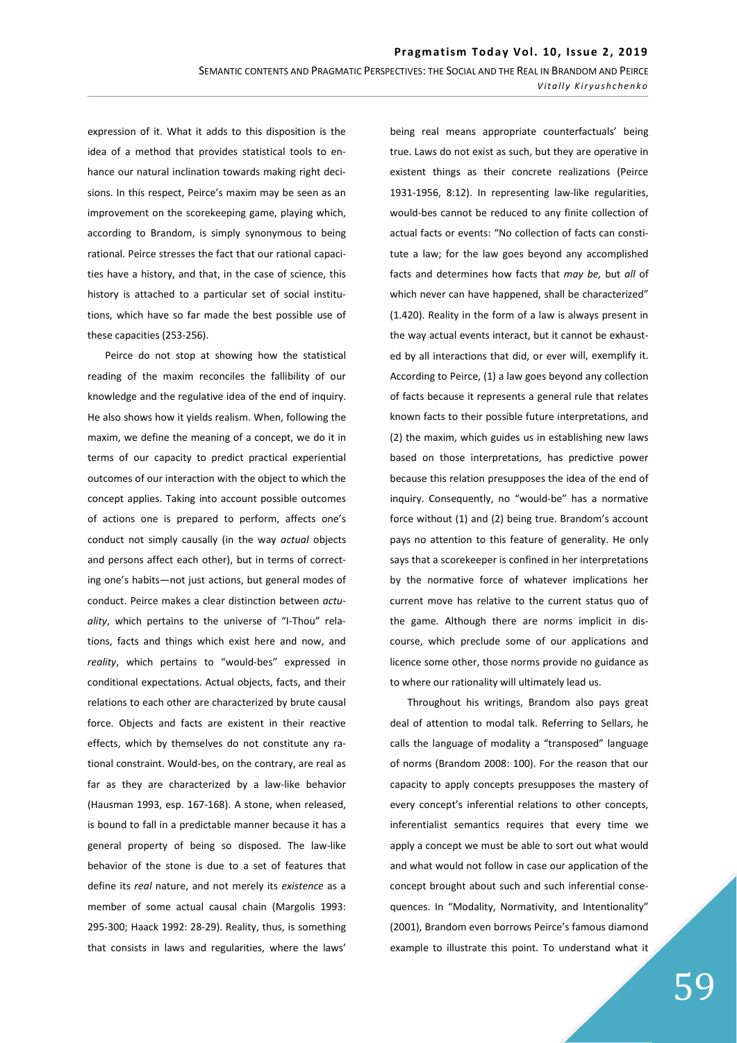expression of it. What it adds to this disposition is the idea of a method that provides statistical tools to enhance our natural inclination towards making right decisions. In this respect, Peirce's maxim may be seen as an improvement on the scorekeeping game, playing which, according to Brandom, is simply synonymous to being rational. Peirce stresses the fact that our rational capacities have a history, and that, in the case of science, this history is attached to a particular set of social institutions, which have so far made the best possible use of these capacities (253-256).

Peirce do not stop at showing how the statistical reading of the maxim reconciles the fallibility of our knowledge and the regulative idea of the end of inquiry. He also shows how it yields realism. When, following the maxim, we define the meaning of a concept, we do it in terms of our capacity to predict practical experiential outcomes of our interaction with the object to which the concept applies. Taking into account possible outcomes of actions one is prepared to perform, affects one's conduct not simply causally (in the way *actual* objects and persons affect each other), but in terms of correcting one's habits—not just actions, but general modes of conduct. Peirce makes a clear distinction between *actuality*, which pertains to the universe of "I-Thou" relations, facts and things which exist here and now, and *reality*, which pertains to "would-bes" expressed in conditional expectations. Actual objects, facts, and their relations to each other are characterized by brute causal force. Objects and facts are existent in their reactive effects, which by themselves do not constitute any rational constraint. Would-bes, on the contrary, are real as far as they are characterized by a law-like behavior (Hausman 1993, esp. 167-168). A stone, when released, is bound to fall in a predictable manner because it has a general property of being so disposed. The law-like behavior of the stone is due to a set of features that define its *real* nature, and not merely its *existence* as a member of some actual causal chain (Margolis 1993: 295-300; Haack 1992: 28-29). Reality, thus, is something that consists in laws and regularities, where the laws' being real means appropriate counterfactuals' being true. Laws do not exist as such, but they are operative in existent things as their concrete realizations (Peirce 1931-1956, 8:12). In representing law-like regularities, would-bes cannot be reduced to any finite collection of actual facts or events: "No collection of facts can constitute a law; for the law goes beyond any accomplished facts and determines how facts that *may be,* but *all* of which never can have happened, shall be characterized" (1.420). Reality in the form of a law is always present in the way actual events interact, but it cannot be exhausted by all interactions that did, or ever will, exemplify it. According to Peirce, (1) a law goes beyond any collection of facts because it represents a general rule that relates known facts to their possible future interpretations, and (2) the maxim, which guides us in establishing new laws based on those interpretations, has predictive power because this relation presupposes the idea of the end of inquiry. Consequently, no "would-be" has a normative force without (1) and (2) being true. Brandom's account pays no attention to this feature of generality. He only says that a scorekeeper is confined in her interpretations by the normative force of whatever implications her current move has relative to the current status quo of the game. Although there are norms implicit in discourse, which preclude some of our applications and licence some other, those norms provide no guidance as to where our rationality will ultimately lead us.

Throughout his writings, Brandom also pays great deal of attention to modal talk. Referring to Sellars, he calls the language of modality a "transposed" language of norms (Brandom 2008: 100). For the reason that our capacity to apply concepts presupposes the mastery of every concept's inferential relations to other concepts, inferentialist semantics requires that every time we apply a concept we must be able to sort out what would and what would not follow in case our application of the concept brought about such and such inferential consequences. In "Modality, Normativity, and Intentionality" (2001), Brandom even borrows Peirce's famous diamond example to illustrate this point. To understand what it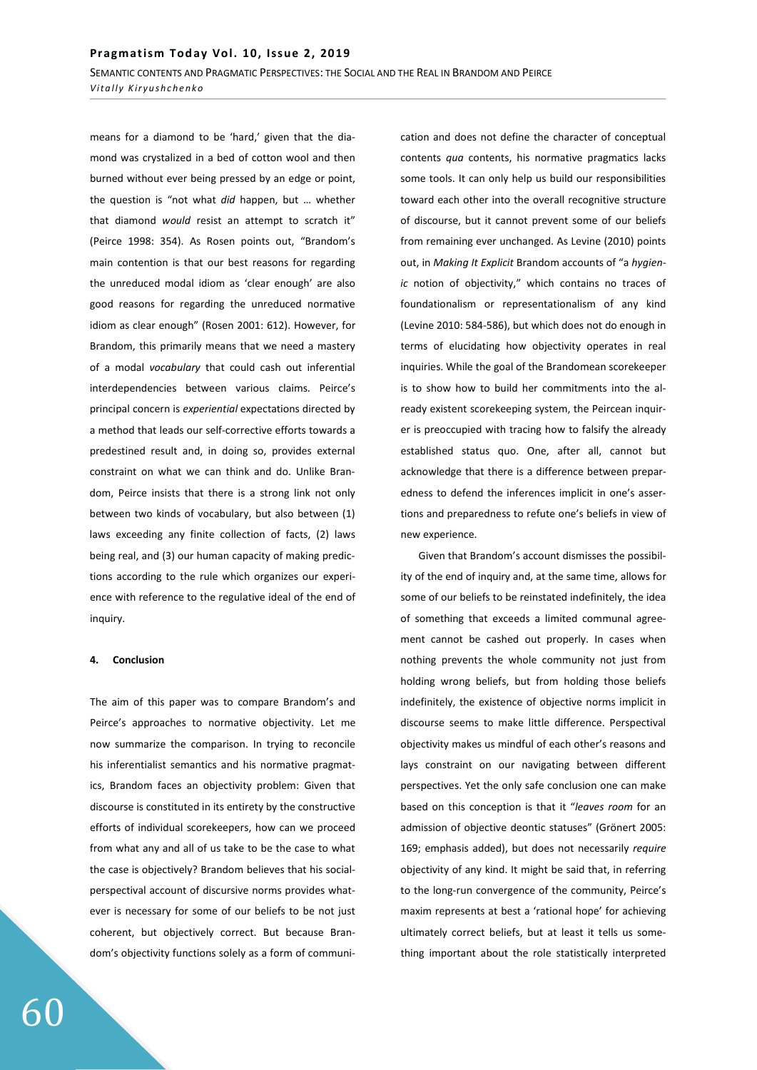means for a diamond to be 'hard,' given that the diamond was crystalized in a bed of cotton wool and then burned without ever being pressed by an edge or point, the question is "not what *did* happen, but … whether that diamond *would* resist an attempt to scratch it" (Peirce 1998: 354). As Rosen points out, "Brandom's main contention is that our best reasons for regarding the unreduced modal idiom as 'clear enough' are also good reasons for regarding the unreduced normative idiom as clear enough" (Rosen 2001: 612). However, for Brandom, this primarily means that we need a mastery of a modal *vocabulary* that could cash out inferential interdependencies between various claims. Peirce's principal concern is *experiential* expectations directed by a method that leads our self-corrective efforts towards a predestined result and, in doing so, provides external constraint on what we can think and do. Unlike Brandom, Peirce insists that there is a strong link not only between two kinds of vocabulary, but also between (1) laws exceeding any finite collection of facts, (2) laws being real, and (3) our human capacity of making predictions according to the rule which organizes our experience with reference to the regulative ideal of the end of inquiry.

## 4. Conclusion

The aim of this paper was to compare Brandom's and Peirce's approaches to normative objectivity. Let me now summarize the comparison. In trying to reconcile his inferentialist semantics and his normative pragmatics, Brandom faces an objectivity problem: Given that discourse is constituted in its entirety by the constructive efforts of individual scorekeepers, how can we proceed from what any and all of us take to be the case to what the case is objectively? Brandom believes that his social-perspectival account of discursive norms provides whatever is necessary for some of our beliefs to be not just coherent, but objectively correct. But because Brandom's objectivity functions solely as a form of communication and does not define the character of conceptual contents *qua* contents, his normative pragmatics lacks some tools. It can only help us build our responsibilities toward each other into the overall recognitive structure of discourse, but it cannot prevent some of our beliefs from remaining ever unchanged. As Levine (2010) points out, in *Making It Explicit* Brandom accounts of "a *hygienic* notion of objectivity," which contains no traces of foundationalism or representationalism of any kind (Levine 2010: 584-586), but which does not do enough in terms of elucidating how objectivity operates in real inquiries. While the goal of the Brandomean scorekeeper is to show how to build her commitments into the already existent scorekeeping system, the Peircean inquirer is preoccupied with tracing how to falsify the already established status quo. One, after all, cannot but acknowledge that there is a difference between preparedness to defend the inferences implicit in one's assertions and preparedness to refute one's beliefs in view of new experience.

Given that Brandom's account dismisses the possibility of the end of inquiry and, at the same time, allows for some of our beliefs to be reinstated indefinitely, the idea of something that exceeds a limited communal agreement cannot be cashed out properly. In cases when nothing prevents the whole community not just from holding wrong beliefs, but from holding those beliefs indefinitely, the existence of objective norms implicit in discourse seems to make little difference. Perspectival objectivity makes us mindful of each other's reasons and lays constraint on our navigating between different perspectives. Yet the only safe conclusion one can make based on this conception is that it "*leaves room* for an admission of objective deontic statuses" (Grönert 2005: 169; emphasis added), but does not necessarily *require* objectivity of any kind. It might be said that, in referring to the long-run convergence of the community, Peirce's maxim represents at best a 'rational hope' for achieving ultimately correct beliefs, but at least it tells us something important about the role statistically interpreted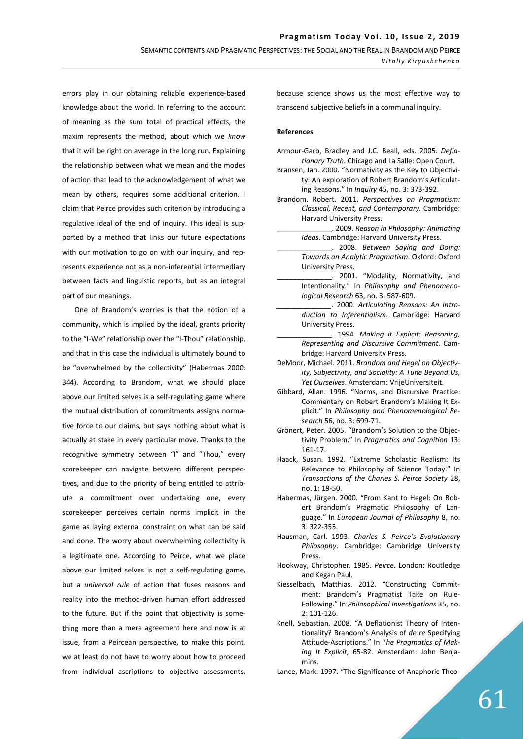errors play in our obtaining reliable experience-based knowledge about the world. In referring to the account of meaning as the sum total of practical effects, the maxim represents the method, about which we *know* that it will be right on average in the long run. Explaining the relationship between what we mean and the modes of action that lead to the acknowledgement of what we mean by others, requires some additional criterion. I claim that Peirce provides such criterion by introducing a regulative ideal of the end of inquiry. This ideal is supported by a method that links our future expectations with our motivation to go on with our inquiry, and represents experience not as a non-inferential intermediary between facts and linguistic reports, but as an integral part of our meanings.

One of Brandom's worries is that the notion of a community, which is implied by the ideal, grants priority to the "I-We" relationship over the "I-Thou" relationship, and that in this case the individual is ultimately bound to be "overwhelmed by the collectivity" (Habermas 2000: 344). According to Brandom, what we should place above our limited selves is a self-regulating game where the mutual distribution of commitments assigns normative force to our claims, but says nothing about what is actually at stake in every particular move. Thanks to the recognitive symmetry between "I" and "Thou," every scorekeeper can navigate between different perspectives, and due to the priority of being entitled to attribute a commitment over undertaking one, every scorekeeper perceives certain norms implicit in the game as laying external constraint on what can be said and done. The worry about overwhelming collectivity is a legitimate one. According to Peirce, what we place above our limited selves is not a self-regulating game, but a *universal rule* of action that fuses reasons and reality into the method-driven human effort addressed to the future. But if the point that objectivity is something more than a mere agreement here and now is at issue, from a Peircean perspective, to make this point, we at least do not have to worry about how to proceed from individual ascriptions to objective assessments, because science shows us the most effective way to transcend subjective beliefs in a communal inquiry.

### References

Armour-Garb, Bradley and J.C. Beall, eds. 2005. *Deflationary Truth*. Chicago and La Salle: Open Court.

Bransen, Jan. 2000. "Normativity as the Key to Objectivity: An exploration of Robert Brandom's Articulating Reasons." In *Inquiry* 45, no. 3: 373-392.

Brandom, Robert. 2011. *Perspectives on Pragmatism: Classical, Recent, and Contemporary*. Cambridge: Harvard University Press.

______________. 2009. *Reason in Philosophy: Animating Ideas*. Cambridge: Harvard University Press.

______________. 2008. *Between Saying and Doing: Towards an Analytic Pragmatism*. Oxford: Oxford University Press.

______________. 2001. "Modality, Normativity, and Intentionality." In *Philosophy and Phenomenological Research* 63, no. 3: 587-609.

______________. 2000. *Articulating Reasons: An Introduction to Inferentialism*. Cambridge: Harvard University Press.

______________. 1994. *Making it Explicit: Reasoning, Representing and Discursive Commitment*. Cambridge: Harvard University Press.

DeMoor, Michael. 2011. *Brandom and Hegel on Objectivity, Subjectivity, and Sociality: A Tune Beyond Us, Yet Ourselves*. Amsterdam: VrijeUniversiteit.

Gibbard, Allan. 1996. "Norms, and Discursive Practice: Commentary on Robert Brandom's Making It Explicit." In *Philosophy and Phenomenological Research* 56, no. 3: 699-71.

Grönert, Peter. 2005. "Brandom's Solution to the Objectivity Problem." In *Pragmatics and Cognition* 13: 161-17.

Haack, Susan. 1992. "Extreme Scholastic Realism: Its Relevance to Philosophy of Science Today." In *Transactions of the Charles S. Peirce Society* 28, no. 1: 19-50.

Habermas, Jürgen. 2000. "From Kant to Hegel: On Robert Brandom's Pragmatic Philosophy of Language." In *European Journal of Philosophy* 8, no. 3: 322-355.

Hausman, Carl. 1993. *Charles S. Peirce's Evolutionary Philosophy*. Cambridge: Cambridge University Press.

Hookway, Christopher. 1985. *Peirce*. London: Routledge and Kegan Paul.

Kiesselbach, Matthias. 2012. "Constructing Commitment: Brandom's Pragmatist Take on Rule-Following." In *Philosophical Investigations* 35, no. 2: 101-126.

Knell, Sebastian. 2008. "A Deflationist Theory of Intentionality? Brandom's Analysis of *de re* Specifying Attitude-Ascriptions." In *The Pragmatics of Making It Explicit*, 65-82. Amsterdam: John Benjamins.

Lance, Mark. 1997. "The Significance of Anaphoric Theo-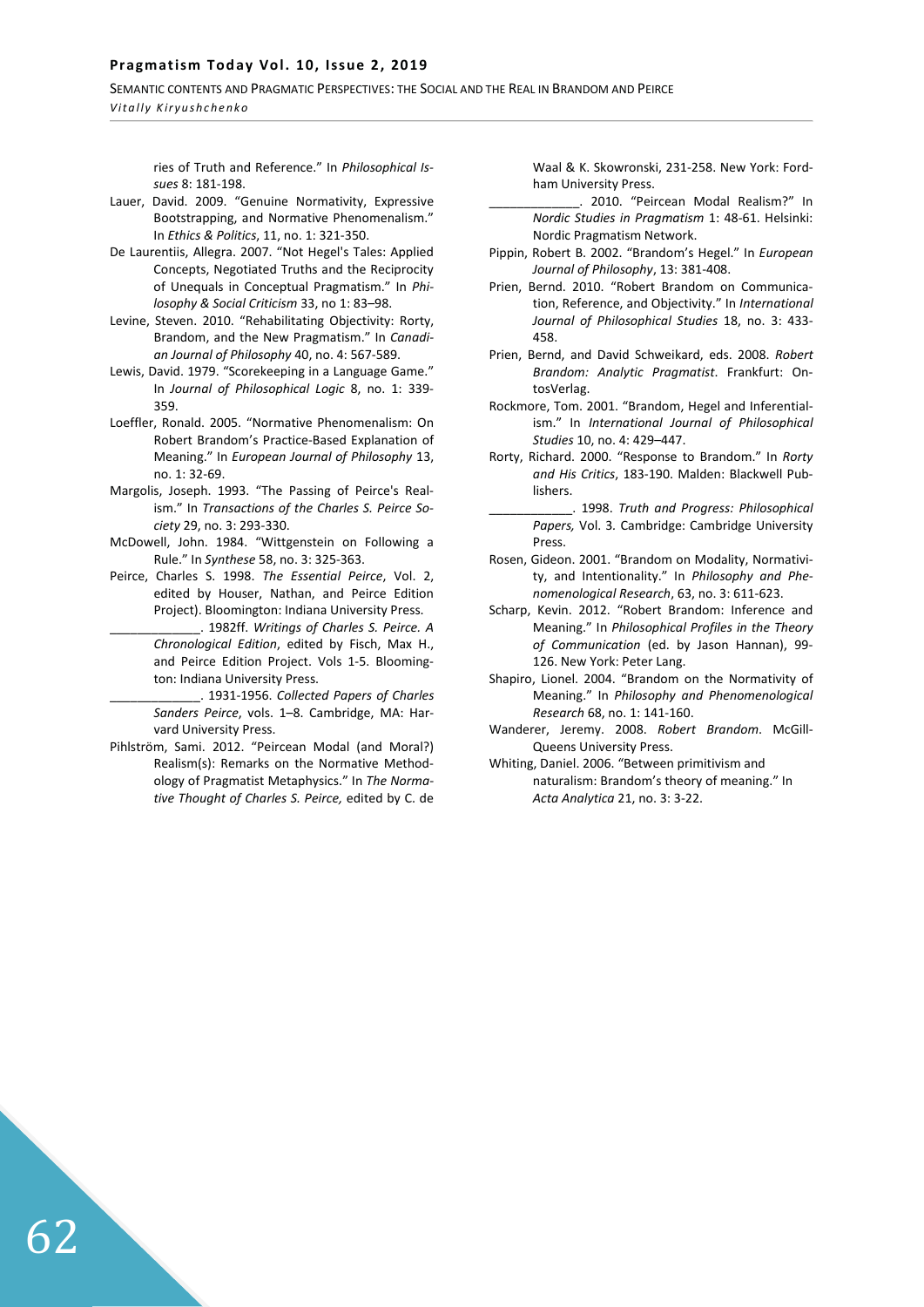ries of Truth and Reference." In *Philosophical Issues* 8: 181-198.

Lauer, David. 2009. "Genuine Normativity, Expressive Bootstrapping, and Normative Phenomenalism." In *Ethics & Politics*, 11, no. 1: 321-350.

De Laurentiis, Allegra. 2007. "Not Hegel's Tales: Applied Concepts, Negotiated Truths and the Reciprocity of Unequals in Conceptual Pragmatism." In *Philosophy & Social Criticism* 33, no 1: 83–98.

Levine, Steven. 2010. "Rehabilitating Objectivity: Rorty, Brandom, and the New Pragmatism." In *Canadian Journal of Philosophy* 40, no. 4: 567-589.

Lewis, David. 1979. "Scorekeeping in a Language Game." In *Journal of Philosophical Logic* 8, no. 1: 339-359.

Loeffler, Ronald. 2005. "Normative Phenomenalism: On Robert Brandom's Practice-Based Explanation of Meaning." In *European Journal of Philosophy* 13, no. 1: 32-69.

Margolis, Joseph. 1993. "The Passing of Peirce's Realism." In *Transactions of the Charles S. Peirce Society* 29, no. 3: 293-330.

McDowell, John. 1984. "Wittgenstein on Following a Rule." In *Synthese* 58, no. 3: 325-363.

Peirce, Charles S. 1998. *The Essential Peirce*, Vol. 2, edited by Houser, Nathan, and Peirce Edition Project). Bloomington: Indiana University Press.

_____________. 1982ff. *Writings of Charles S. Peirce. A Chronological Edition*, edited by Fisch, Max H., and Peirce Edition Project. Vols 1-5. Bloomington: Indiana University Press.

_____________. 1931-1956. *Collected Papers of Charles Sanders Peirce*, vols. 1–8. Cambridge, MA: Harvard University Press.

Pihlström, Sami. 2012. "Peircean Modal (and Moral?) Realism(s): Remarks on the Normative Methodology of Pragmatist Metaphysics." In *The Normative Thought of Charles S. Peirce,* edited by C. de Waal & K. Skowronski, 231-258. New York: Fordham University Press.

_____________. 2010. "Peircean Modal Realism?" In *Nordic Studies in Pragmatism* 1: 48-61. Helsinki: Nordic Pragmatism Network.

Pippin, Robert B. 2002. "Brandom's Hegel." In *European Journal of Philosophy*, 13: 381-408.

Prien, Bernd. 2010. "Robert Brandom on Communication, Reference, and Objectivity." In *International Journal of Philosophical Studies* 18, no. 3: 433-458.

Prien, Bernd, and David Schweikard, eds. 2008. *Robert Brandom: Analytic Pragmatist*. Frankfurt: OntosVerlag.

Rockmore, Tom. 2001. "Brandom, Hegel and Inferentialism." In *International Journal of Philosophical Studies* 10, no. 4: 429–447.

Rorty, Richard. 2000. "Response to Brandom." In *Rorty and His Critics*, 183-190. Malden: Blackwell Publishers.

____________. 1998. *Truth and Progress: Philosophical Papers,* Vol. 3. Cambridge: Cambridge University Press.

Rosen, Gideon. 2001. "Brandom on Modality, Normativity, and Intentionality." In *Philosophy and Phenomenological Research*, 63, no. 3: 611-623.

Scharp, Kevin. 2012. "Robert Brandom: Inference and Meaning." In *Philosophical Profiles in the Theory of Communication* (ed. by Jason Hannan), 99-126. New York: Peter Lang.

Shapiro, Lionel. 2004. "Brandom on the Normativity of Meaning." In *Philosophy and Phenomenological Research* 68, no. 1: 141-160.

Wanderer, Jeremy. 2008. *Robert Brandom*. McGill-Queens University Press.

Whiting, Daniel. 2006. "Between primitivism and naturalism: Brandom's theory of meaning." In *Acta Analytica* 21, no. 3: 3-22.